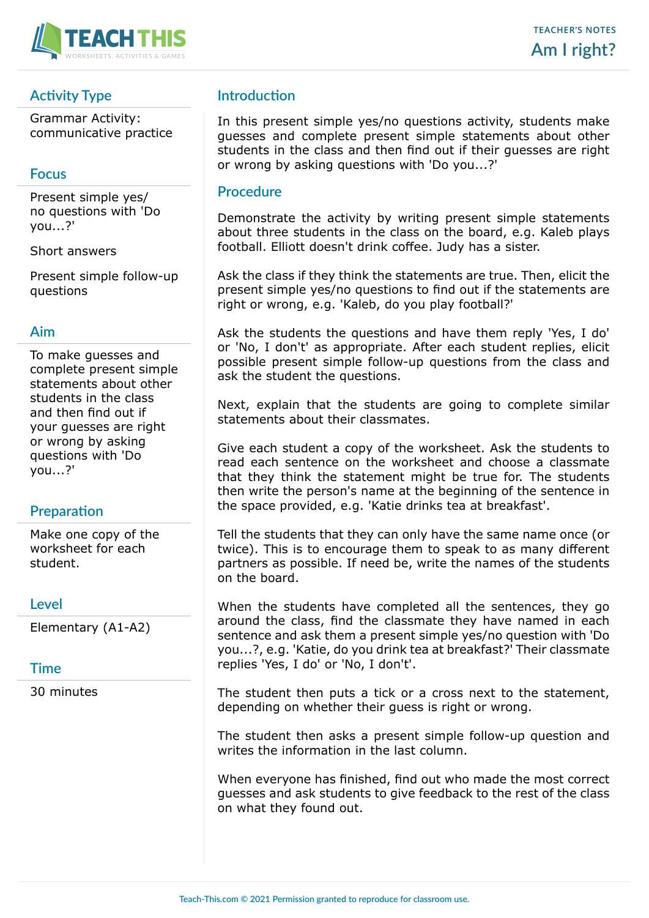TEACHER'S NOTES

# Am I right?

## Activity Type

Grammar Activity: communicative practice

## Focus

Present simple yes/no questions with 'Do you...?'

Short answers

Present simple follow-up questions

## Aim

To make guesses and complete present simple statements about other students in the class and then find out if your guesses are right or wrong by asking questions with 'Do you...?'

## Preparation

Make one copy of the worksheet for each student.

## Level

Elementary (A1-A2)

## Time

30 minutes

## Introduction

In this present simple yes/no questions activity, students make guesses and complete present simple statements about other students in the class and then find out if their guesses are right or wrong by asking questions with 'Do you...?'

## Procedure

Demonstrate the activity by writing present simple statements about three students in the class on the board, e.g. Kaleb plays football. Elliott doesn't drink coffee. Judy has a sister.

Ask the class if they think the statements are true. Then, elicit the present simple yes/no questions to find out if the statements are right or wrong, e.g. 'Kaleb, do you play football?'

Ask the students the questions and have them reply 'Yes, I do' or 'No, I don't' as appropriate. After each student replies, elicit possible present simple follow-up questions from the class and ask the student the questions.

Next, explain that the students are going to complete similar statements about their classmates.

Give each student a copy of the worksheet. Ask the students to read each sentence on the worksheet and choose a classmate that they think the statement might be true for. The students then write the person's name at the beginning of the sentence in the space provided, e.g. 'Katie drinks tea at breakfast'.

Tell the students that they can only have the same name once (or twice). This is to encourage them to speak to as many different partners as possible. If need be, write the names of the students on the board.

When the students have completed all the sentences, they go around the class, find the classmate they have named in each sentence and ask them a present simple yes/no question with 'Do you...?, e.g. 'Katie, do you drink tea at breakfast?' Their classmate replies 'Yes, I do' or 'No, I don't'.

The student then puts a tick or a cross next to the statement, depending on whether their guess is right or wrong.

The student then asks a present simple follow-up question and writes the information in the last column.

When everyone has finished, find out who made the most correct guesses and ask students to give feedback to the rest of the class on what they found out.

Teach-This.com © 2021 Permission granted to reproduce for classroom use.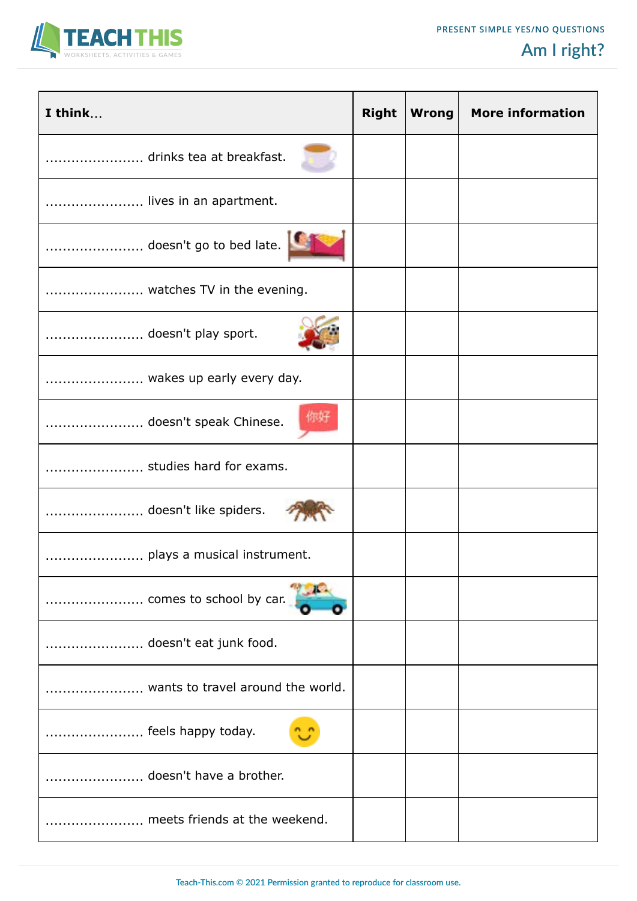## PRESENT SIMPLE YES/NO QUESTIONS

# Am I right?

| I think... | Right | Wrong | More information |
|---|---|---|---|
| ...................... drinks tea at breakfast. | | | |
| ...................... lives in an apartment. | | | |
| ...................... doesn't go to bed late. | | | |
| ...................... watches TV in the evening. | | | |
| ...................... doesn't play sport. | | | |
| ...................... wakes up early every day. | | | |
| ...................... doesn't speak Chinese. | | | |
| ...................... studies hard for exams. | | | |
| ...................... doesn't like spiders. | | | |
| ...................... plays a musical instrument. | | | |
| ...................... comes to school by car. | | | |
| ...................... doesn't eat junk food. | | | |
| ...................... wants to travel around the world. | | | |
| ...................... feels happy today. | | | |
| ...................... doesn't have a brother. | | | |
| ...................... meets friends at the weekend. | | | |

Teach-This.com © 2021 Permission granted to reproduce for classroom use.